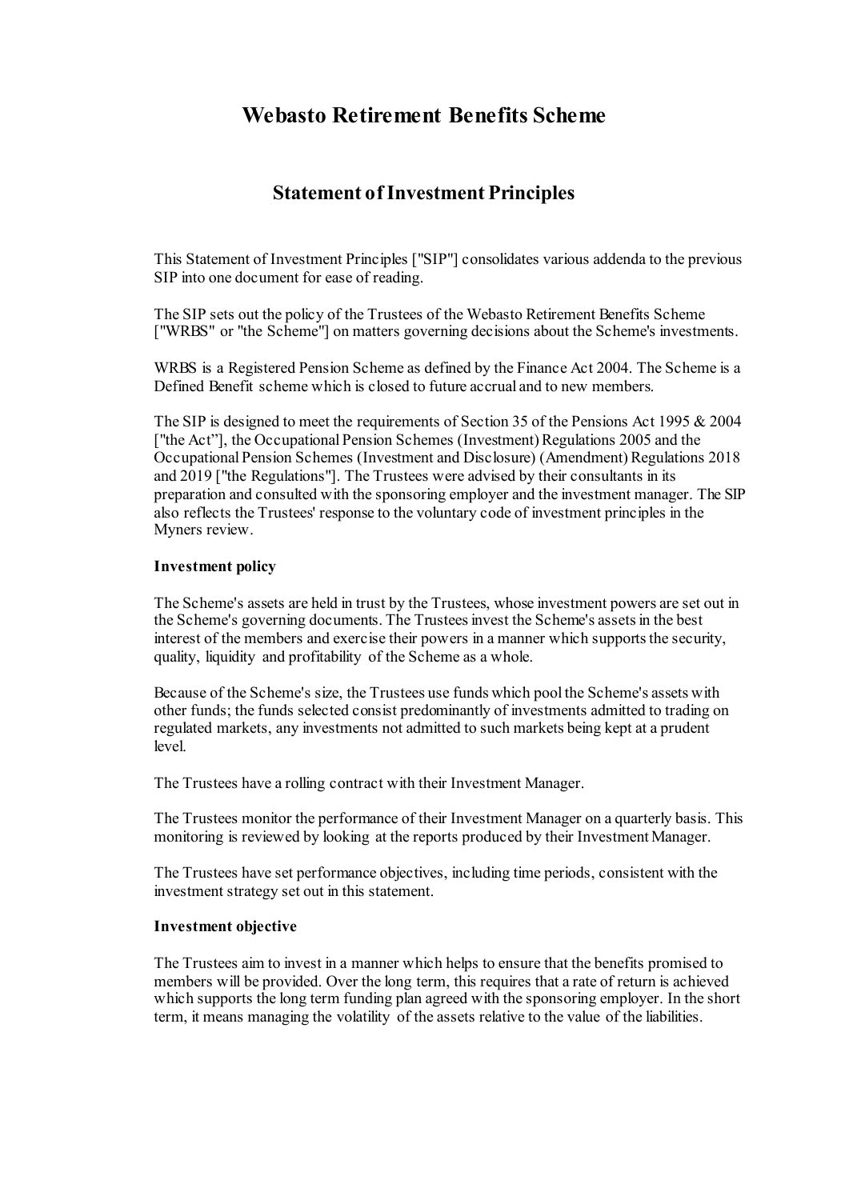# Webasto Retirement Benefits Scheme

## Statement of Investment Principles

This Statement of Investment Principles ["SIP"] consolidates various addenda to the previous SIP into one document for ease of reading.

The SIP sets out the policy of the Trustees of the Webasto Retirement Benefits Scheme ["WRBS" or "the Scheme"] on matters governing decisions about the Scheme's investments.

WRBS is a Registered Pension Scheme as defined by the Finance Act 2004. The Scheme is a Defined Benefit scheme which is closed to future accrual and to new members.

The SIP is designed to meet the requirements of Section 35 of the Pensions Act 1995 & 2004 ["the Act"], the Occupational Pension Schemes (Investment) Regulations 2005 and the Occupational Pension Schemes (Investment and Disclosure) (Amendment) Regulations 2018 and 2019 ["the Regulations"]. The Trustees were advised by their consultants in its preparation and consulted with the sponsoring employer and the investment manager. The SIP also reflects the Trustees' response to the voluntary code of investment principles in the Myners review.

**Investment policy**

The Scheme's assets are held in trust by the Trustees, whose investment powers are set out in the Scheme's governing documents. The Trustees invest the Scheme's assets in the best interest of the members and exercise their powers in a manner which supports the security, quality, liquidity and profitability of the Scheme as a whole.

Because of the Scheme's size, the Trustees use funds which pool the Scheme's assets with other funds; the funds selected consist predominantly of investments admitted to trading on regulated markets, any investments not admitted to such markets being kept at a prudent level.

The Trustees have a rolling contract with their Investment Manager.

The Trustees monitor the performance of their Investment Manager on a quarterly basis. This monitoring is reviewed by looking at the reports produced by their Investment Manager.

The Trustees have set performance objectives, including time periods, consistent with the investment strategy set out in this statement.

**Investment objective**

The Trustees aim to invest in a manner which helps to ensure that the benefits promised to members will be provided. Over the long term, this requires that a rate of return is achieved which supports the long term funding plan agreed with the sponsoring employer. In the short term, it means managing the volatility of the assets relative to the value of the liabilities.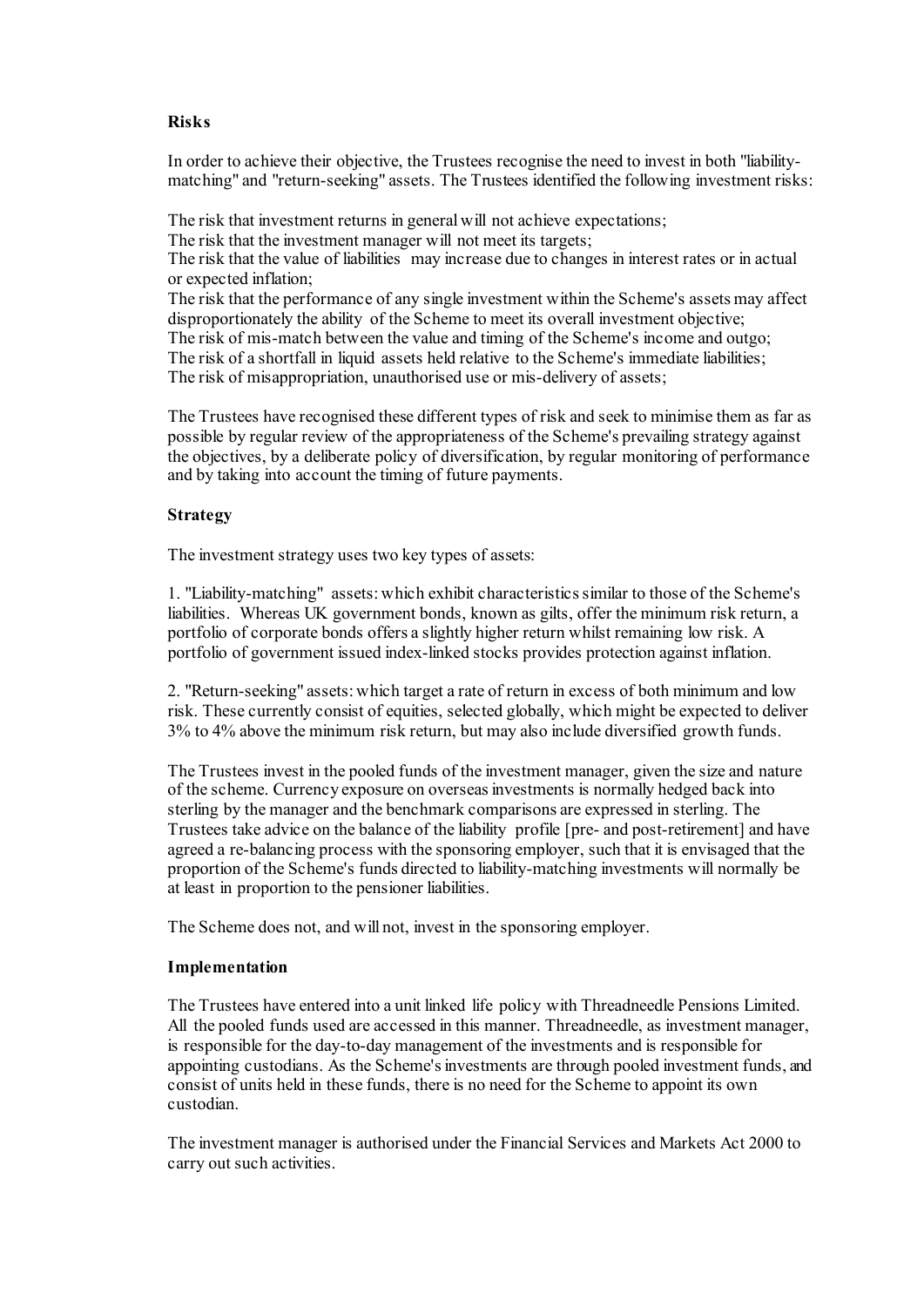**Risks**

In order to achieve their objective, the Trustees recognise the need to invest in both "liability-matching" and "return-seeking" assets. The Trustees identified the following investment risks:

The risk that investment returns in general will not achieve expectations;
The risk that the investment manager will not meet its targets;
The risk that the value of liabilities may increase due to changes in interest rates or in actual or expected inflation;
The risk that the performance of any single investment within the Scheme's assets may affect disproportionately the ability of the Scheme to meet its overall investment objective;
The risk of mis-match between the value and timing of the Scheme's income and outgo;
The risk of a shortfall in liquid assets held relative to the Scheme's immediate liabilities;
The risk of misappropriation, unauthorised use or mis-delivery of assets;

The Trustees have recognised these different types of risk and seek to minimise them as far as possible by regular review of the appropriateness of the Scheme's prevailing strategy against the objectives, by a deliberate policy of diversification, by regular monitoring of performance and by taking into account the timing of future payments.

**Strategy**

The investment strategy uses two key types of assets:

1. "Liability-matching" assets: which exhibit characteristics similar to those of the Scheme's liabilities. Whereas UK government bonds, known as gilts, offer the minimum risk return, a portfolio of corporate bonds offers a slightly higher return whilst remaining low risk. A portfolio of government issued index-linked stocks provides protection against inflation.

2. "Return-seeking" assets: which target a rate of return in excess of both minimum and low risk. These currently consist of equities, selected globally, which might be expected to deliver 3% to 4% above the minimum risk return, but may also include diversified growth funds.

The Trustees invest in the pooled funds of the investment manager, given the size and nature of the scheme. Currency exposure on overseas investments is normally hedged back into sterling by the manager and the benchmark comparisons are expressed in sterling. The Trustees take advice on the balance of the liability profile [pre- and post-retirement] and have agreed a re-balancing process with the sponsoring employer, such that it is envisaged that the proportion of the Scheme's funds directed to liability-matching investments will normally be at least in proportion to the pensioner liabilities.

The Scheme does not, and will not, invest in the sponsoring employer.

**Implementation**

The Trustees have entered into a unit linked life policy with Threadneedle Pensions Limited. All the pooled funds used are accessed in this manner. Threadneedle, as investment manager, is responsible for the day-to-day management of the investments and is responsible for appointing custodians. As the Scheme's investments are through pooled investment funds, and consist of units held in these funds, there is no need for the Scheme to appoint its own custodian.

The investment manager is authorised under the Financial Services and Markets Act 2000 to carry out such activities.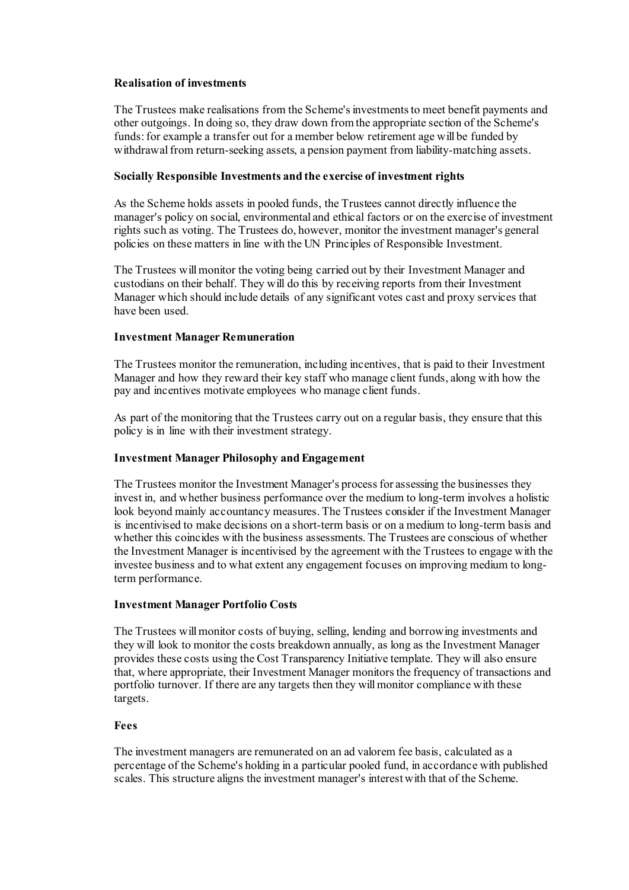**Realisation of investments**

The Trustees make realisations from the Scheme's investments to meet benefit payments and other outgoings. In doing so, they draw down from the appropriate section of the Scheme's funds: for example a transfer out for a member below retirement age will be funded by withdrawal from return-seeking assets, a pension payment from liability-matching assets.

**Socially Responsible Investments and the exercise of investment rights**

As the Scheme holds assets in pooled funds, the Trustees cannot directly influence the manager's policy on social, environmental and ethical factors or on the exercise of investment rights such as voting. The Trustees do, however, monitor the investment manager's general policies on these matters in line with the UN Principles of Responsible Investment.

The Trustees will monitor the voting being carried out by their Investment Manager and custodians on their behalf. They will do this by receiving reports from their Investment Manager which should include details of any significant votes cast and proxy services that have been used.

**Investment Manager Remuneration**

The Trustees monitor the remuneration, including incentives, that is paid to their Investment Manager and how they reward their key staff who manage client funds, along with how the pay and incentives motivate employees who manage client funds.

As part of the monitoring that the Trustees carry out on a regular basis, they ensure that this policy is in line with their investment strategy.

**Investment Manager Philosophy and Engagement**

The Trustees monitor the Investment Manager's process for assessing the businesses they invest in, and whether business performance over the medium to long-term involves a holistic look beyond mainly accountancy measures. The Trustees consider if the Investment Manager is incentivised to make decisions on a short-term basis or on a medium to long-term basis and whether this coincides with the business assessments. The Trustees are conscious of whether the Investment Manager is incentivised by the agreement with the Trustees to engage with the investee business and to what extent any engagement focuses on improving medium to long-term performance.

**Investment Manager Portfolio Costs**

The Trustees will monitor costs of buying, selling, lending and borrowing investments and they will look to monitor the costs breakdown annually, as long as the Investment Manager provides these costs using the Cost Transparency Initiative template. They will also ensure that, where appropriate, their Investment Manager monitors the frequency of transactions and portfolio turnover. If there are any targets then they will monitor compliance with these targets.

**Fees**

The investment managers are remunerated on an ad valorem fee basis, calculated as a percentage of the Scheme's holding in a particular pooled fund, in accordance with published scales. This structure aligns the investment manager's interest with that of the Scheme.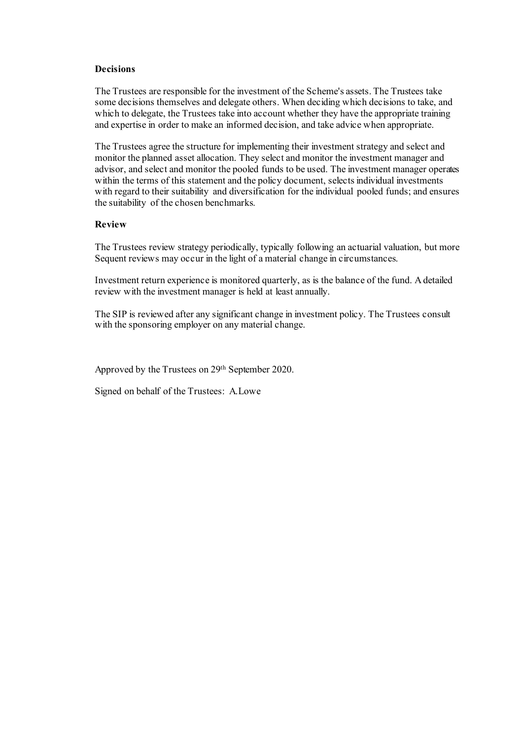**Decisions**

The Trustees are responsible for the investment of the Scheme's assets. The Trustees take some decisions themselves and delegate others. When deciding which decisions to take, and which to delegate, the Trustees take into account whether they have the appropriate training and expertise in order to make an informed decision, and take advice when appropriate.

The Trustees agree the structure for implementing their investment strategy and select and monitor the planned asset allocation. They select and monitor the investment manager and advisor, and select and monitor the pooled funds to be used. The investment manager operates within the terms of this statement and the policy document, selects individual investments with regard to their suitability and diversification for the individual pooled funds; and ensures the suitability of the chosen benchmarks.

**Review**

The Trustees review strategy periodically, typically following an actuarial valuation, but more Sequent reviews may occur in the light of a material change in circumstances.

Investment return experience is monitored quarterly, as is the balance of the fund. A detailed review with the investment manager is held at least annually.

The SIP is reviewed after any significant change in investment policy. The Trustees consult with the sponsoring employer on any material change.

Approved by the Trustees on 29th September 2020.

Signed on behalf of the Trustees: A.Lowe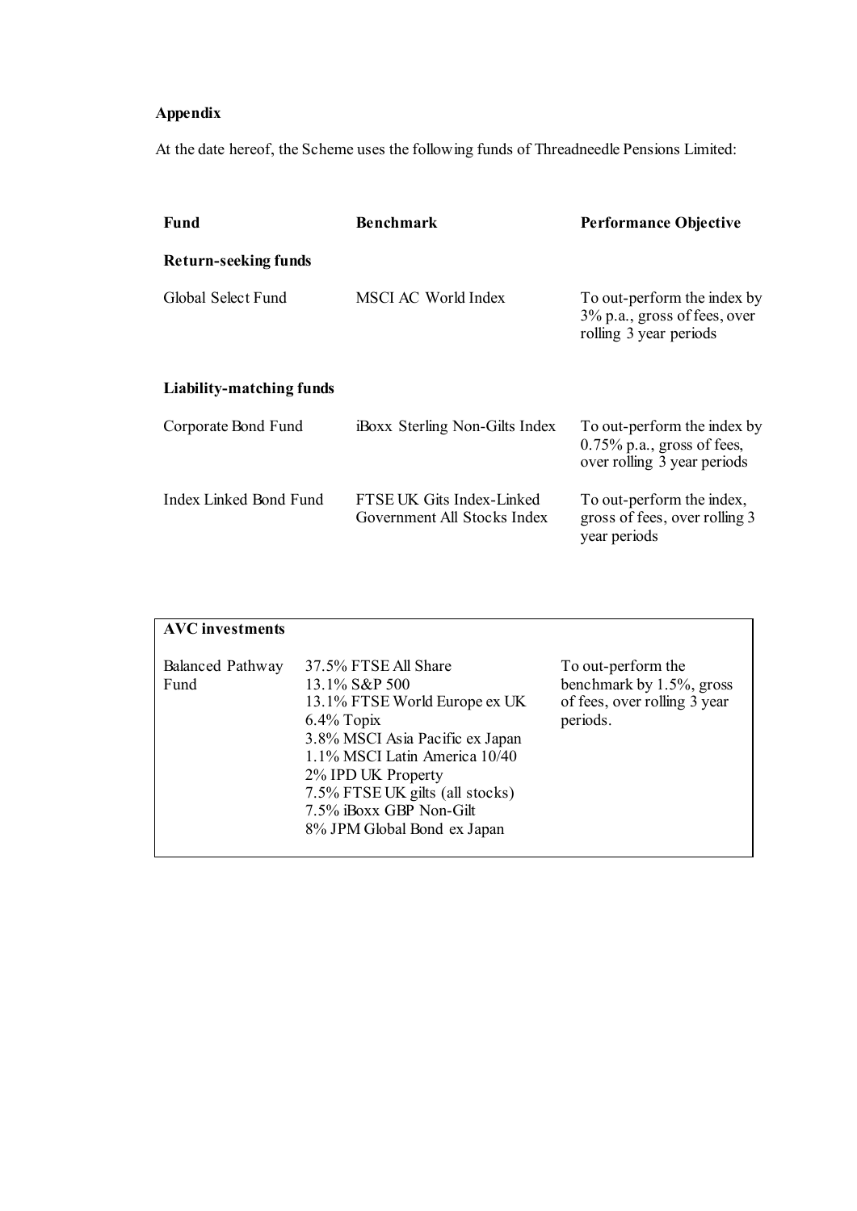**Appendix**

At the date hereof, the Scheme uses the following funds of Threadneedle Pensions Limited:

| Fund | Benchmark | Performance Objective |
|---|---|---|
| **Return-seeking funds** | | |
| Global Select Fund | MSCI AC World Index | To out-perform the index by 3% p.a., gross of fees, over rolling 3 year periods |
| **Liability-matching funds** | | |
| Corporate Bond Fund | iBoxx Sterling Non-Gilts Index | To out-perform the index by 0.75% p.a., gross of fees, over rolling 3 year periods |
| Index Linked Bond Fund | FTSE UK Gits Index-Linked Government All Stocks Index | To out-perform the index, gross of fees, over rolling 3 year periods |

| **AVC investments** | | |
|---|---|---|
| Balanced Pathway Fund | 37.5% FTSE All Share<br>13.1% S&P 500<br>13.1% FTSE World Europe ex UK<br>6.4% Topix<br>3.8% MSCI Asia Pacific ex Japan<br>1.1% MSCI Latin America 10/40<br>2% IPD UK Property<br>7.5% FTSE UK gilts (all stocks)<br>7.5% iBoxx GBP Non-Gilt<br>8% JPM Global Bond ex Japan | To out-perform the benchmark by 1.5%, gross of fees, over rolling 3 year periods. |